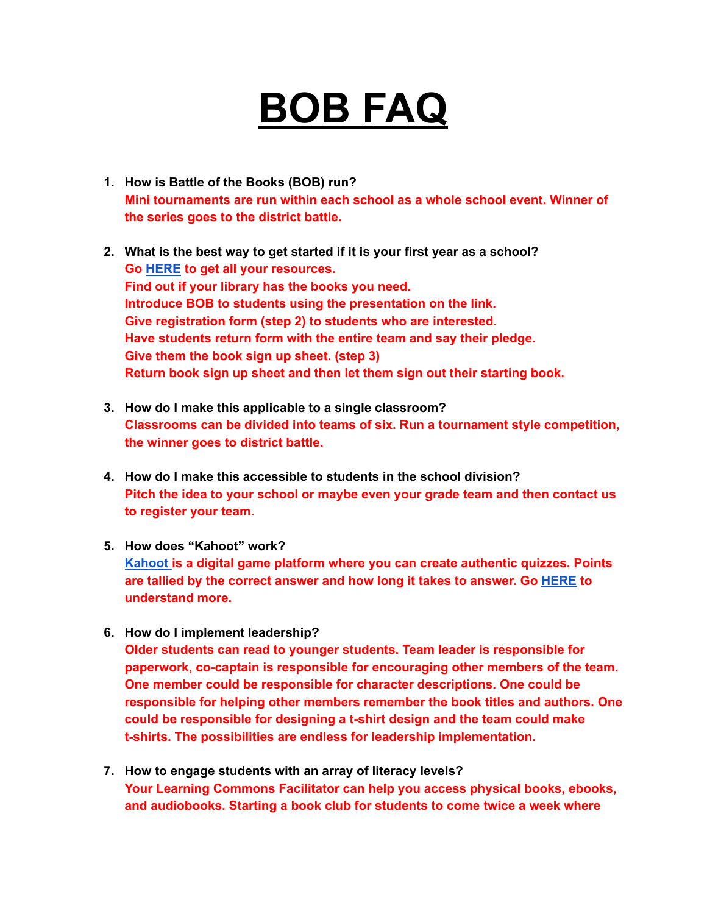# BOB FAQ

1. **How is Battle of the Books (BOB) run?**
   **Mini tournaments are run within each school as a whole school event. Winner of the series goes to the district battle.**

2. **What is the best way to get started if it is your first year as a school?**
   **Go HERE to get all your resources.**
   **Find out if your library has the books you need.**
   **Introduce BOB to students using the presentation on the link.**
   **Give registration form (step 2) to students who are interested.**
   **Have students return form with the entire team and say their pledge.**
   **Give them the book sign up sheet. (step 3)**
   **Return book sign up sheet and then let them sign out their starting book.**

3. **How do I make this applicable to a single classroom?**
   **Classrooms can be divided into teams of six. Run a tournament style competition, the winner goes to district battle.**

4. **How do I make this accessible to students in the school division?**
   **Pitch the idea to your school or maybe even your grade team and then contact us to register your team.**

5. **How does "Kahoot" work?**
   **Kahoot is a digital game platform where you can create authentic quizzes. Points are tallied by the correct answer and how long it takes to answer. Go HERE to understand more.**

6. **How do I implement leadership?**
   **Older students can read to younger students. Team leader is responsible for paperwork, co-captain is responsible for encouraging other members of the team. One member could be responsible for character descriptions. One could be responsible for helping other members remember the book titles and authors. One could be responsible for designing a t-shirt design and the team could make t-shirts. The possibilities are endless for leadership implementation.**

7. **How to engage students with an array of literacy levels?**
   **Your Learning Commons Facilitator can help you access physical books, ebooks, and audiobooks. Starting a book club for students to come twice a week where**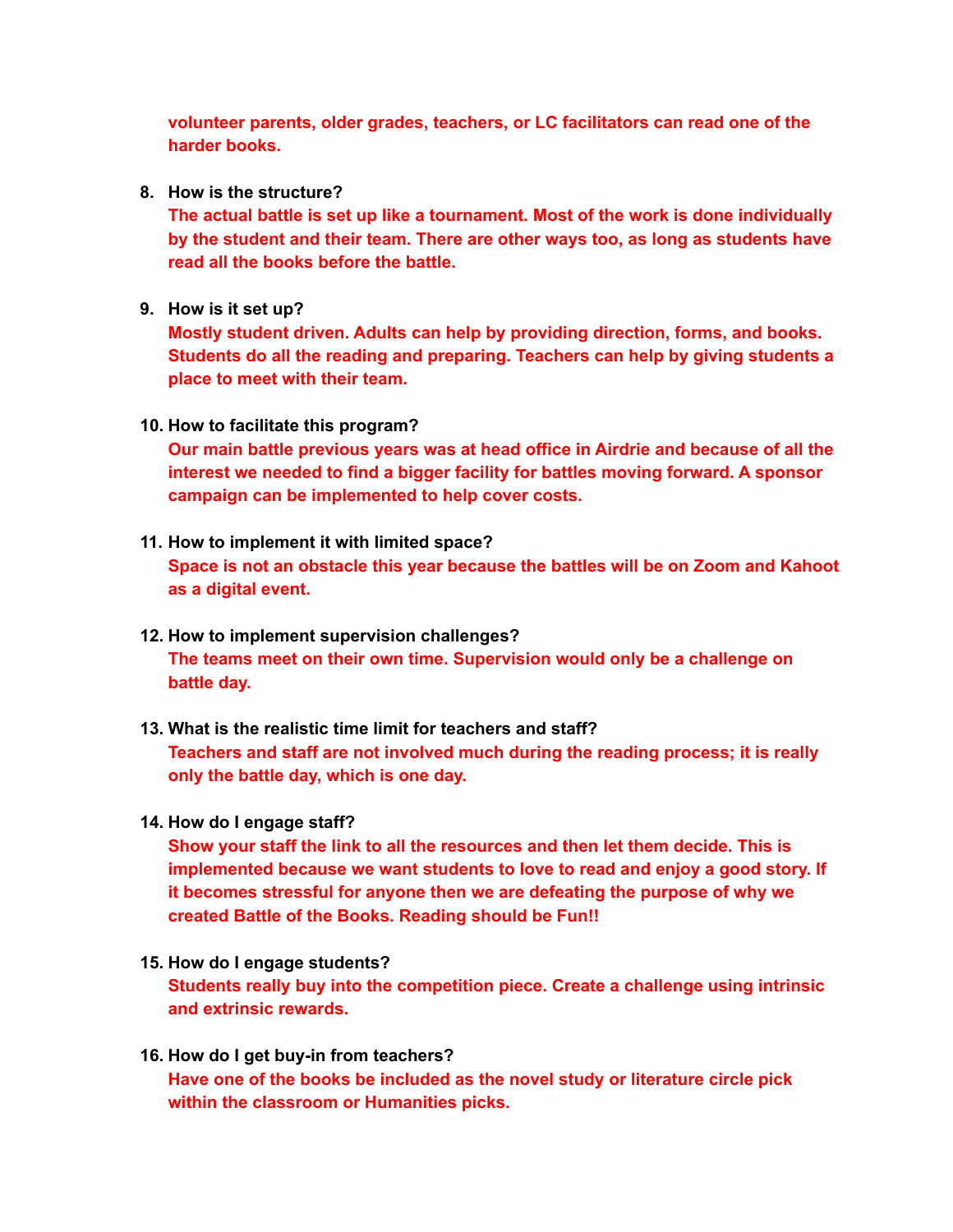**volunteer parents, older grades, teachers, or LC facilitators can read one of the harder books.**

8. **How is the structure?**
   **The actual battle is set up like a tournament. Most of the work is done individually by the student and their team. There are other ways too, as long as students have read all the books before the battle.**

9. **How is it set up?**
   **Mostly student driven. Adults can help by providing direction, forms, and books. Students do all the reading and preparing. Teachers can help by giving students a place to meet with their team.**

10. **How to facilitate this program?**
    **Our main battle previous years was at head office in Airdrie and because of all the interest we needed to find a bigger facility for battles moving forward. A sponsor campaign can be implemented to help cover costs.**

11. **How to implement it with limited space?**
    **Space is not an obstacle this year because the battles will be on Zoom and Kahoot as a digital event.**

12. **How to implement supervision challenges?**
    **The teams meet on their own time. Supervision would only be a challenge on battle day.**

13. **What is the realistic time limit for teachers and staff?**
    **Teachers and staff are not involved much during the reading process; it is really only the battle day, which is one day.**

14. **How do I engage staff?**
    **Show your staff the link to all the resources and then let them decide. This is implemented because we want students to love to read and enjoy a good story. If it becomes stressful for anyone then we are defeating the purpose of why we created Battle of the Books. Reading should be Fun!!**

15. **How do I engage students?**
    **Students really buy into the competition piece. Create a challenge using intrinsic and extrinsic rewards.**

16. **How do I get buy-in from teachers?**
    **Have one of the books be included as the novel study or literature circle pick within the classroom or Humanities picks.**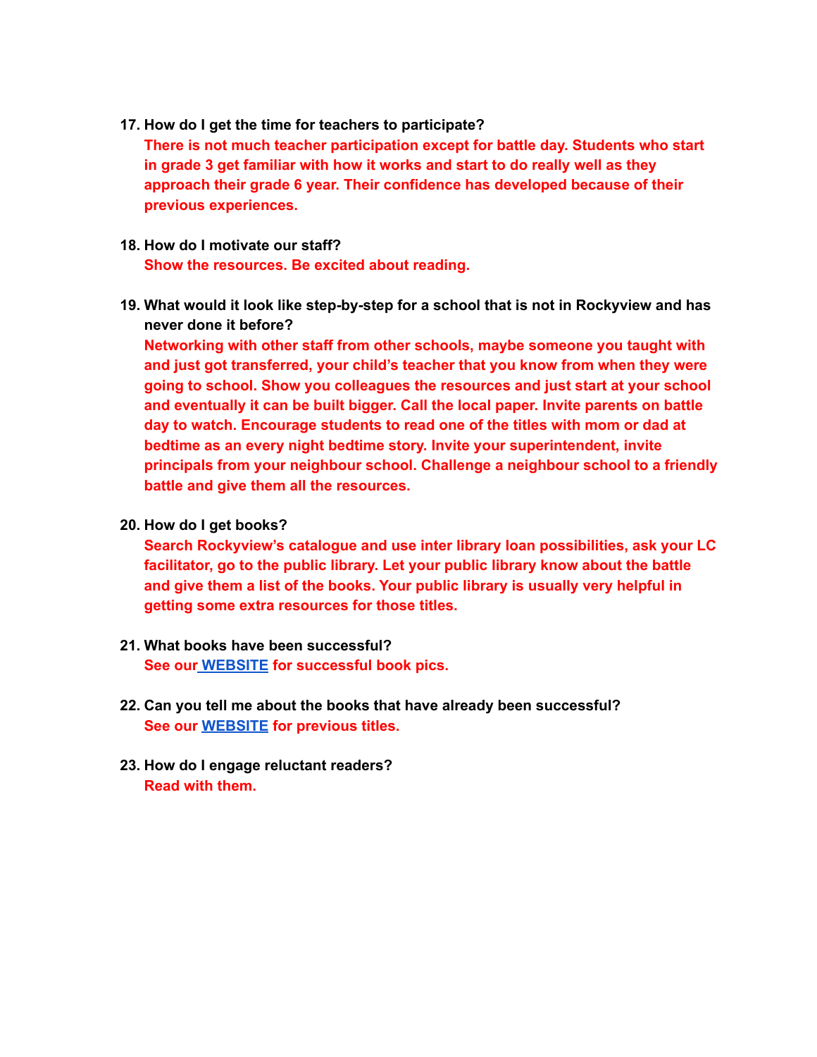17. **How do I get the time for teachers to participate?**
    **There is not much teacher participation except for battle day. Students who start in grade 3 get familiar with how it works and start to do really well as they approach their grade 6 year. Their confidence has developed because of their previous experiences.**

18. **How do I motivate our staff?**
    **Show the resources. Be excited about reading.**

19. **What would it look like step-by-step for a school that is not in Rockyview and has never done it before?**
    **Networking with other staff from other schools, maybe someone you taught with and just got transferred, your child's teacher that you know from when they were going to school. Show you colleagues the resources and just start at your school and eventually it can be built bigger. Call the local paper. Invite parents on battle day to watch. Encourage students to read one of the titles with mom or dad at bedtime as an every night bedtime story. Invite your superintendent, invite principals from your neighbour school. Challenge a neighbour school to a friendly battle and give them all the resources.**

20. **How do I get books?**
    **Search Rockyview's catalogue and use inter library loan possibilities, ask your LC facilitator, go to the public library. Let your public library know about the battle and give them a list of the books. Your public library is usually very helpful in getting some extra resources for those titles.**

21. **What books have been successful?**
    **See our WEBSITE for successful book pics.**

22. **Can you tell me about the books that have already been successful?**
    **See our WEBSITE for previous titles.**

23. **How do I engage reluctant readers?**
    **Read with them.**